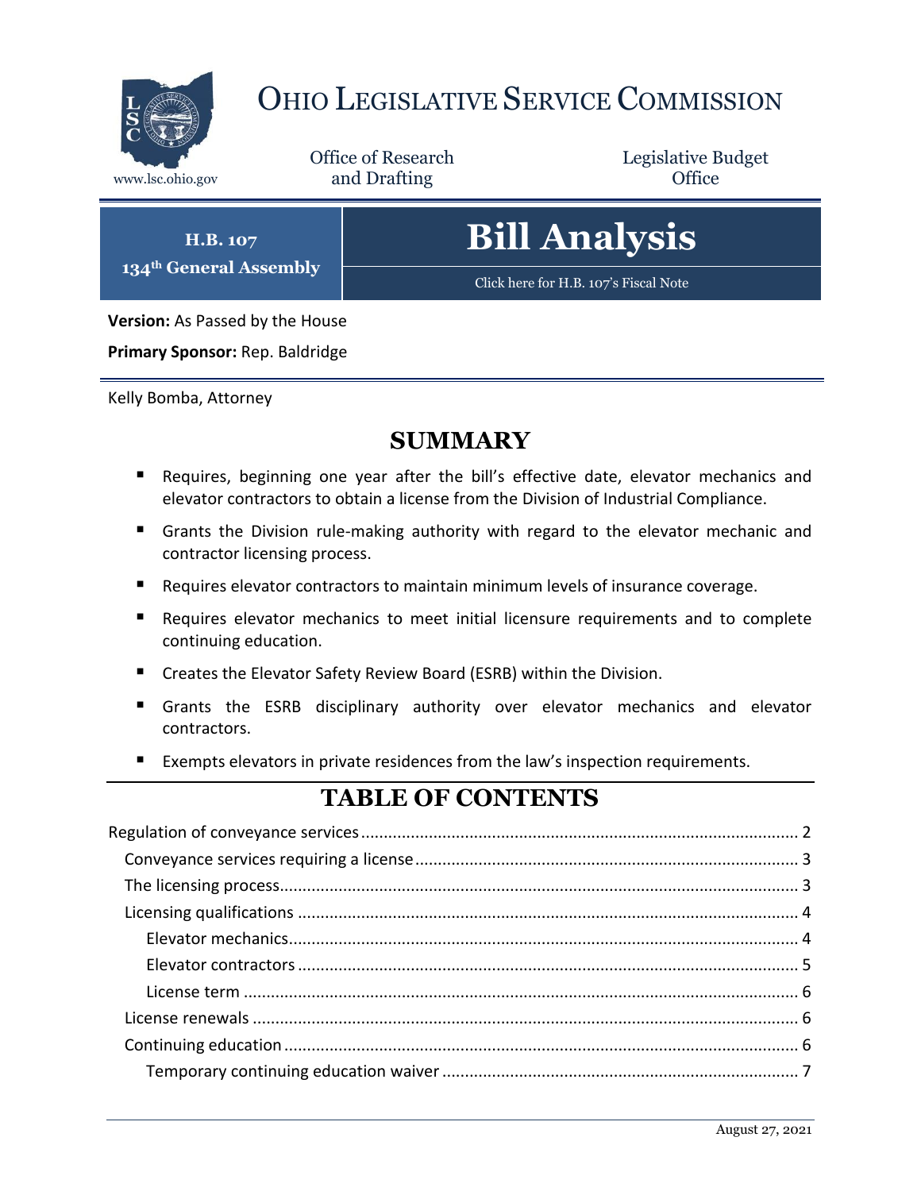# Ohio Legislative Service Commission

www.lsc.ohio.gov

Office of Research and Drafting

Legislative Budget Office

**H.B. 107**
**134th General Assembly**

# Bill Analysis

Click here for H.B. 107's Fiscal Note

**Version:** As Passed by the House

**Primary Sponsor:** Rep. Baldridge

Kelly Bomba, Attorney

## SUMMARY

- Requires, beginning one year after the bill's effective date, elevator mechanics and elevator contractors to obtain a license from the Division of Industrial Compliance.
- Grants the Division rule-making authority with regard to the elevator mechanic and contractor licensing process.
- Requires elevator contractors to maintain minimum levels of insurance coverage.
- Requires elevator mechanics to meet initial licensure requirements and to complete continuing education.
- Creates the Elevator Safety Review Board (ESRB) within the Division.
- Grants the ESRB disciplinary authority over elevator mechanics and elevator contractors.
- Exempts elevators in private residences from the law's inspection requirements.

## TABLE OF CONTENTS

Regulation of conveyance services ........ 2
- Conveyance services requiring a license ........ 3
- The licensing process ........ 3
- Licensing qualifications ........ 4
  - Elevator mechanics ........ 4
  - Elevator contractors ........ 5
  - License term ........ 6
- License renewals ........ 6
- Continuing education ........ 6
  - Temporary continuing education waiver ........ 7

August 27, 2021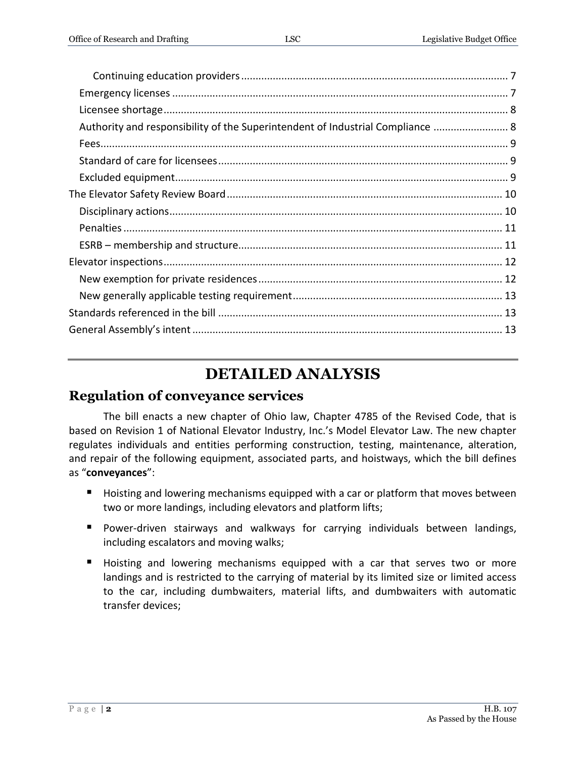Continuing education providers ............................................................................................ 7

Emergency licenses .................................................................................................................... 7

Licensee shortage ....................................................................................................................... 8

Authority and responsibility of the Superintendent of Industrial Compliance .......................... 8

Fees ............................................................................................................................................. 9

Standard of care for licensees .................................................................................................... 9

Excluded equipment ................................................................................................................... 9

The Elevator Safety Review Board ............................................................................................... 10

Disciplinary actions ................................................................................................................... 10

Penalties ................................................................................................................................... 11

ESRB – membership and structure ........................................................................................... 11

Elevator inspections .................................................................................................................... 12

New exemption for private residences .................................................................................... 12

New generally applicable testing requirement ........................................................................ 13

Standards referenced in the bill .................................................................................................. 13

General Assembly's intent ........................................................................................................... 13

---

# DETAILED ANALYSIS

## Regulation of conveyance services

The bill enacts a new chapter of Ohio law, Chapter 4785 of the Revised Code, that is based on Revision 1 of National Elevator Industry, Inc.'s Model Elevator Law. The new chapter regulates individuals and entities performing construction, testing, maintenance, alteration, and repair of the following equipment, associated parts, and hoistways, which the bill defines as "**conveyances**":

- Hoisting and lowering mechanisms equipped with a car or platform that moves between two or more landings, including elevators and platform lifts;
- Power-driven stairways and walkways for carrying individuals between landings, including escalators and moving walks;
- Hoisting and lowering mechanisms equipped with a car that serves two or more landings and is restricted to the carrying of material by its limited size or limited access to the car, including dumbwaiters, material lifts, and dumbwaiters with automatic transfer devices;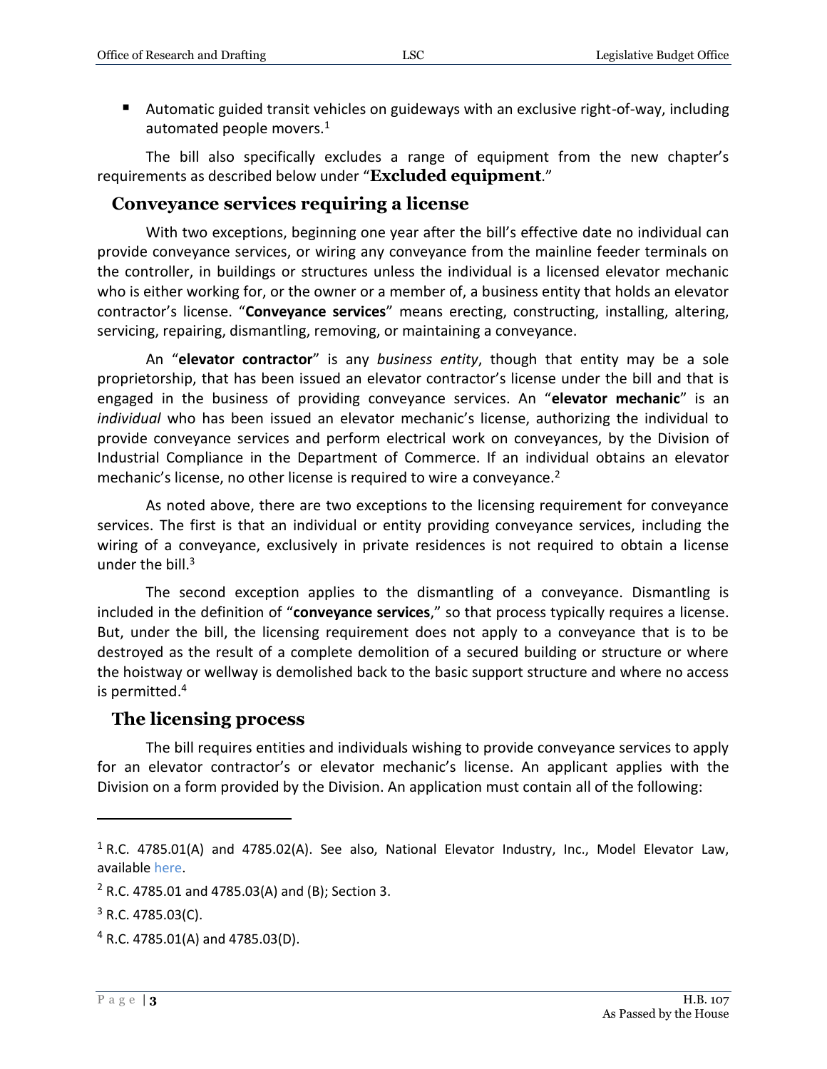- Automatic guided transit vehicles on guideways with an exclusive right-of-way, including automated people movers.[1]

The bill also specifically excludes a range of equipment from the new chapter's requirements as described below under "**Excluded equipment**."

## Conveyance services requiring a license

With two exceptions, beginning one year after the bill's effective date no individual can provide conveyance services, or wiring any conveyance from the mainline feeder terminals on the controller, in buildings or structures unless the individual is a licensed elevator mechanic who is either working for, or the owner or a member of, a business entity that holds an elevator contractor's license. "**Conveyance services**" means erecting, constructing, installing, altering, servicing, repairing, dismantling, removing, or maintaining a conveyance.

An "**elevator contractor**" is any *business entity*, though that entity may be a sole proprietorship, that has been issued an elevator contractor's license under the bill and that is engaged in the business of providing conveyance services. An "**elevator mechanic**" is an *individual* who has been issued an elevator mechanic's license, authorizing the individual to provide conveyance services and perform electrical work on conveyances, by the Division of Industrial Compliance in the Department of Commerce. If an individual obtains an elevator mechanic's license, no other license is required to wire a conveyance.[2]

As noted above, there are two exceptions to the licensing requirement for conveyance services. The first is that an individual or entity providing conveyance services, including the wiring of a conveyance, exclusively in private residences is not required to obtain a license under the bill.[3]

The second exception applies to the dismantling of a conveyance. Dismantling is included in the definition of "**conveyance services**," so that process typically requires a license. But, under the bill, the licensing requirement does not apply to a conveyance that is to be destroyed as the result of a complete demolition of a secured building or structure or where the hoistway or wellway is demolished back to the basic support structure and where no access is permitted.[4]

## The licensing process

The bill requires entities and individuals wishing to provide conveyance services to apply for an elevator contractor's or elevator mechanic's license. An applicant applies with the Division on a form provided by the Division. An application must contain all of the following:

---

[1] R.C. 4785.01(A) and 4785.02(A). See also, National Elevator Industry, Inc., Model Elevator Law, available here.

[2] R.C. 4785.01 and 4785.03(A) and (B); Section 3.

[3] R.C. 4785.03(C).

[4] R.C. 4785.01(A) and 4785.03(D).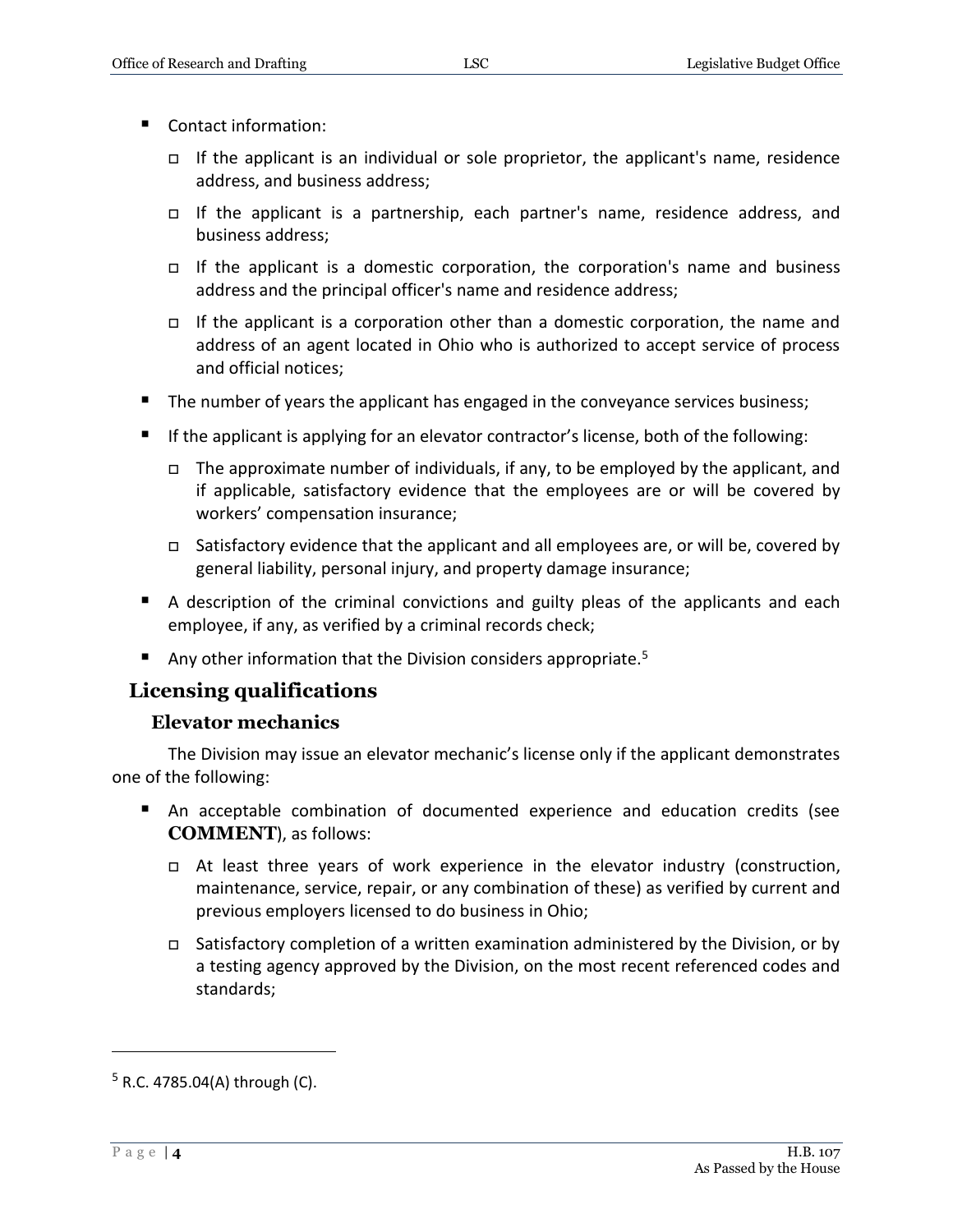- Contact information:
  - If the applicant is an individual or sole proprietor, the applicant's name, residence address, and business address;
  - If the applicant is a partnership, each partner's name, residence address, and business address;
  - If the applicant is a domestic corporation, the corporation's name and business address and the principal officer's name and residence address;
  - If the applicant is a corporation other than a domestic corporation, the name and address of an agent located in Ohio who is authorized to accept service of process and official notices;
- The number of years the applicant has engaged in the conveyance services business;
- If the applicant is applying for an elevator contractor's license, both of the following:
  - The approximate number of individuals, if any, to be employed by the applicant, and if applicable, satisfactory evidence that the employees are or will be covered by workers' compensation insurance;
  - Satisfactory evidence that the applicant and all employees are, or will be, covered by general liability, personal injury, and property damage insurance;
- A description of the criminal convictions and guilty pleas of the applicants and each employee, if any, as verified by a criminal records check;
- Any other information that the Division considers appropriate.[5]

## Licensing qualifications

### Elevator mechanics

The Division may issue an elevator mechanic's license only if the applicant demonstrates one of the following:

- An acceptable combination of documented experience and education credits (see **COMMENT**), as follows:
  - At least three years of work experience in the elevator industry (construction, maintenance, service, repair, or any combination of these) as verified by current and previous employers licensed to do business in Ohio;
  - Satisfactory completion of a written examination administered by the Division, or by a testing agency approved by the Division, on the most recent referenced codes and standards;

[5] R.C. 4785.04(A) through (C).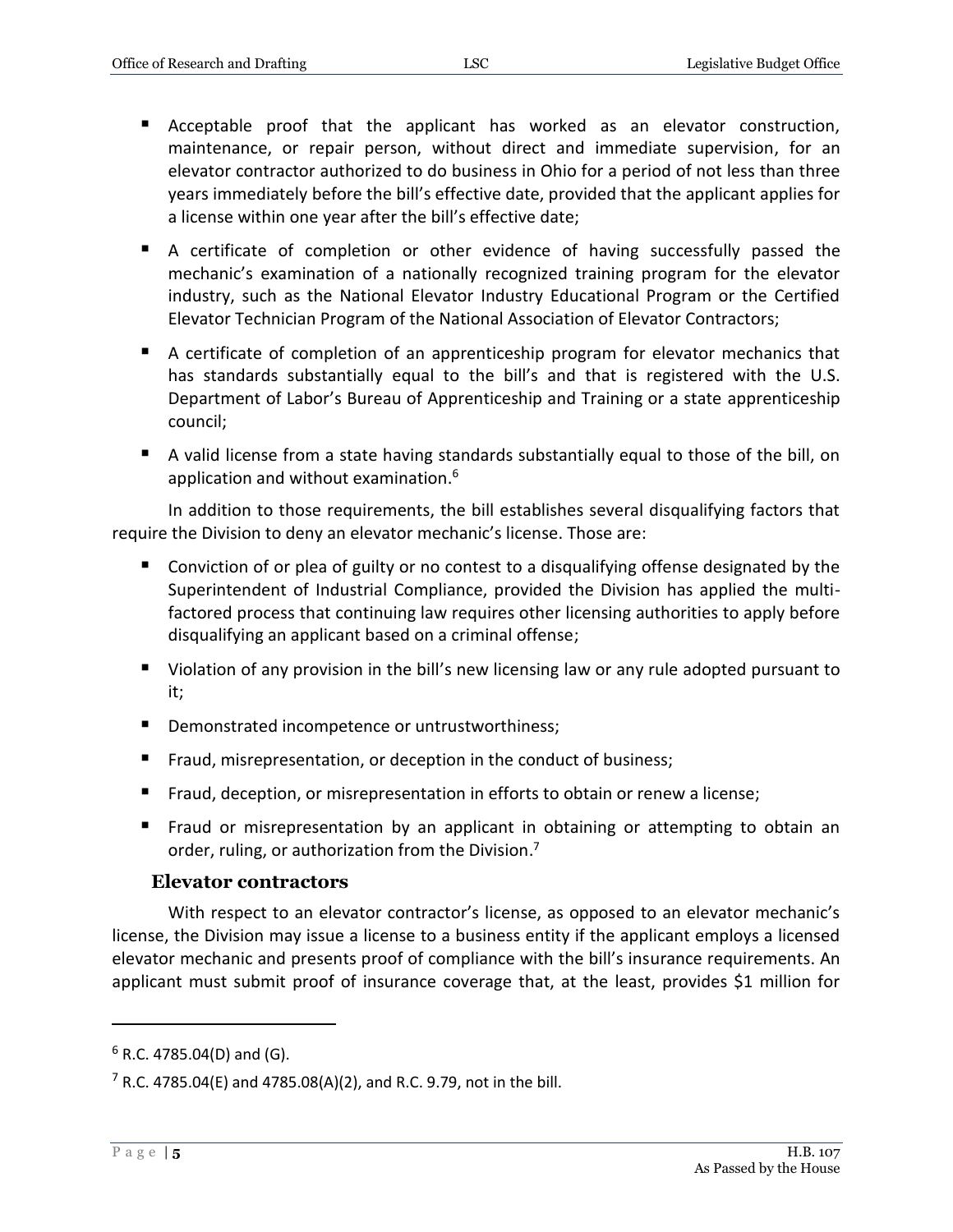- Acceptable proof that the applicant has worked as an elevator construction, maintenance, or repair person, without direct and immediate supervision, for an elevator contractor authorized to do business in Ohio for a period of not less than three years immediately before the bill's effective date, provided that the applicant applies for a license within one year after the bill's effective date;
- A certificate of completion or other evidence of having successfully passed the mechanic's examination of a nationally recognized training program for the elevator industry, such as the National Elevator Industry Educational Program or the Certified Elevator Technician Program of the National Association of Elevator Contractors;
- A certificate of completion of an apprenticeship program for elevator mechanics that has standards substantially equal to the bill's and that is registered with the U.S. Department of Labor's Bureau of Apprenticeship and Training or a state apprenticeship council;
- A valid license from a state having standards substantially equal to those of the bill, on application and without examination.[6]

In addition to those requirements, the bill establishes several disqualifying factors that require the Division to deny an elevator mechanic's license. Those are:

- Conviction of or plea of guilty or no contest to a disqualifying offense designated by the Superintendent of Industrial Compliance, provided the Division has applied the multi-factored process that continuing law requires other licensing authorities to apply before disqualifying an applicant based on a criminal offense;
- Violation of any provision in the bill's new licensing law or any rule adopted pursuant to it;
- Demonstrated incompetence or untrustworthiness;
- Fraud, misrepresentation, or deception in the conduct of business;
- Fraud, deception, or misrepresentation in efforts to obtain or renew a license;
- Fraud or misrepresentation by an applicant in obtaining or attempting to obtain an order, ruling, or authorization from the Division.[7]

### Elevator contractors

With respect to an elevator contractor's license, as opposed to an elevator mechanic's license, the Division may issue a license to a business entity if the applicant employs a licensed elevator mechanic and presents proof of compliance with the bill's insurance requirements. An applicant must submit proof of insurance coverage that, at the least, provides $1 million for

---

[6] R.C. 4785.04(D) and (G).

[7] R.C. 4785.04(E) and 4785.08(A)(2), and R.C. 9.79, not in the bill.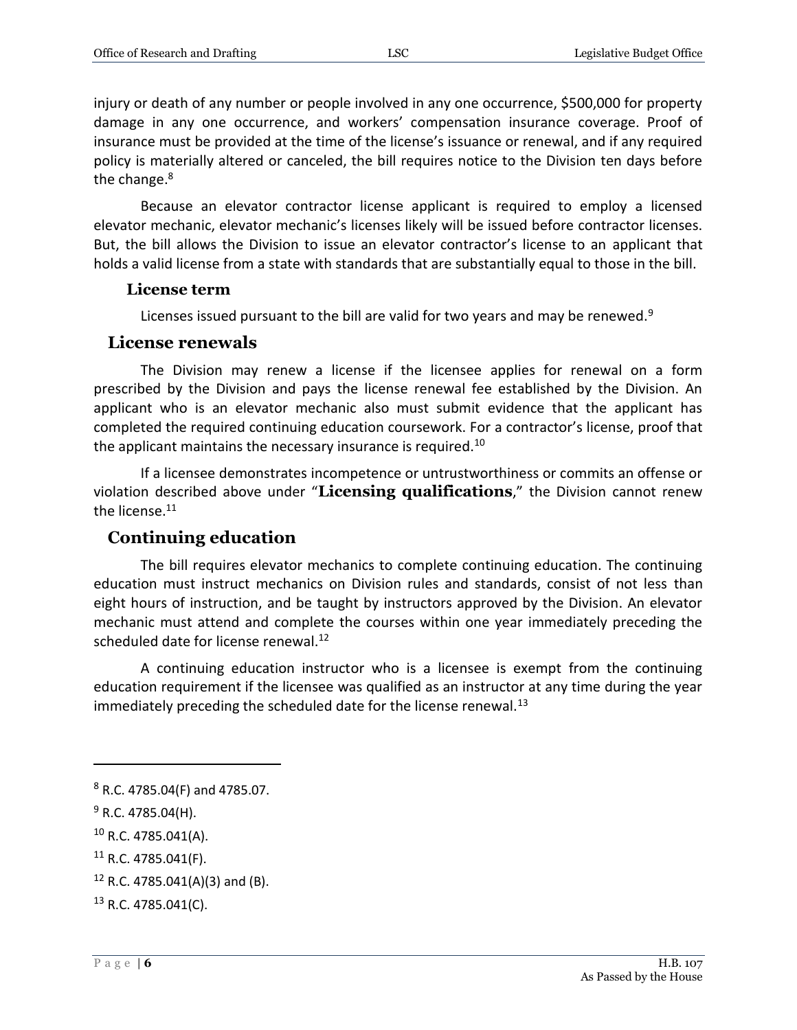injury or death of any number or people involved in any one occurrence, $500,000 for property damage in any one occurrence, and workers' compensation insurance coverage. Proof of insurance must be provided at the time of the license's issuance or renewal, and if any required policy is materially altered or canceled, the bill requires notice to the Division ten days before the change.[8]

Because an elevator contractor license applicant is required to employ a licensed elevator mechanic, elevator mechanic's licenses likely will be issued before contractor licenses. But, the bill allows the Division to issue an elevator contractor's license to an applicant that holds a valid license from a state with standards that are substantially equal to those in the bill.

### License term

Licenses issued pursuant to the bill are valid for two years and may be renewed.[9]

## License renewals

The Division may renew a license if the licensee applies for renewal on a form prescribed by the Division and pays the license renewal fee established by the Division. An applicant who is an elevator mechanic also must submit evidence that the applicant has completed the required continuing education coursework. For a contractor's license, proof that the applicant maintains the necessary insurance is required.[10]

If a licensee demonstrates incompetence or untrustworthiness or commits an offense or violation described above under "**Licensing qualifications**," the Division cannot renew the license.[11]

## Continuing education

The bill requires elevator mechanics to complete continuing education. The continuing education must instruct mechanics on Division rules and standards, consist of not less than eight hours of instruction, and be taught by instructors approved by the Division. An elevator mechanic must attend and complete the courses within one year immediately preceding the scheduled date for license renewal.[12]

A continuing education instructor who is a licensee is exempt from the continuing education requirement if the licensee was qualified as an instructor at any time during the year immediately preceding the scheduled date for the license renewal.[13]

---

[8] R.C. 4785.04(F) and 4785.07.

[9] R.C. 4785.04(H).

[10] R.C. 4785.041(A).

[11] R.C. 4785.041(F).

[12] R.C. 4785.041(A)(3) and (B).

[13] R.C. 4785.041(C).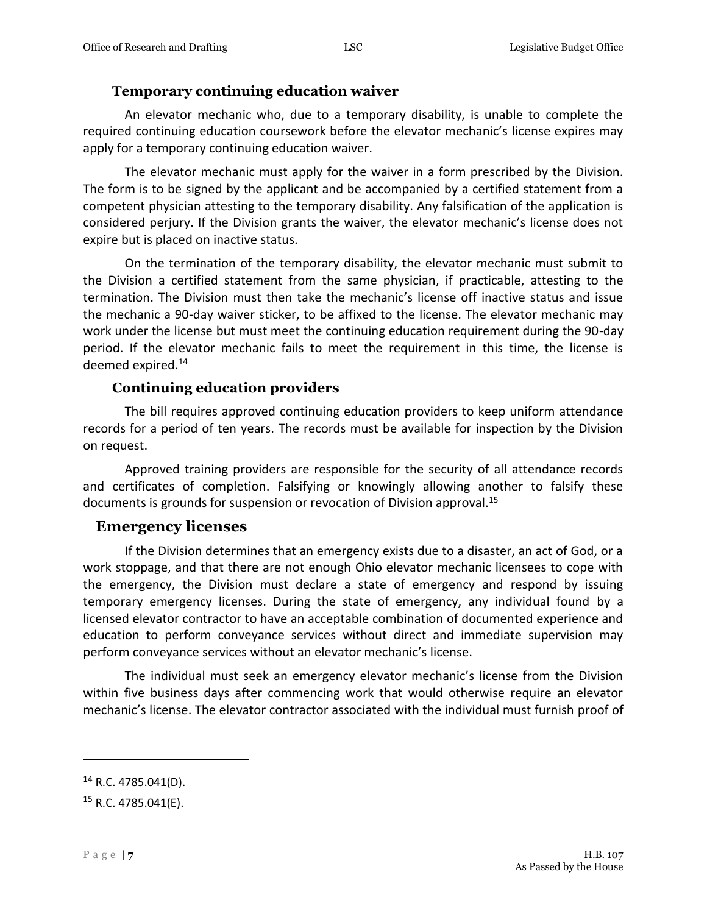### Temporary continuing education waiver

An elevator mechanic who, due to a temporary disability, is unable to complete the required continuing education coursework before the elevator mechanic's license expires may apply for a temporary continuing education waiver.

The elevator mechanic must apply for the waiver in a form prescribed by the Division. The form is to be signed by the applicant and be accompanied by a certified statement from a competent physician attesting to the temporary disability. Any falsification of the application is considered perjury. If the Division grants the waiver, the elevator mechanic's license does not expire but is placed on inactive status.

On the termination of the temporary disability, the elevator mechanic must submit to the Division a certified statement from the same physician, if practicable, attesting to the termination. The Division must then take the mechanic's license off inactive status and issue the mechanic a 90-day waiver sticker, to be affixed to the license. The elevator mechanic may work under the license but must meet the continuing education requirement during the 90-day period. If the elevator mechanic fails to meet the requirement in this time, the license is deemed expired.[14]

### Continuing education providers

The bill requires approved continuing education providers to keep uniform attendance records for a period of ten years. The records must be available for inspection by the Division on request.

Approved training providers are responsible for the security of all attendance records and certificates of completion. Falsifying or knowingly allowing another to falsify these documents is grounds for suspension or revocation of Division approval.[15]

## Emergency licenses

If the Division determines that an emergency exists due to a disaster, an act of God, or a work stoppage, and that there are not enough Ohio elevator mechanic licensees to cope with the emergency, the Division must declare a state of emergency and respond by issuing temporary emergency licenses. During the state of emergency, any individual found by a licensed elevator contractor to have an acceptable combination of documented experience and education to perform conveyance services without direct and immediate supervision may perform conveyance services without an elevator mechanic's license.

The individual must seek an emergency elevator mechanic's license from the Division within five business days after commencing work that would otherwise require an elevator mechanic's license. The elevator contractor associated with the individual must furnish proof of

---

[14] R.C. 4785.041(D).

[15] R.C. 4785.041(E).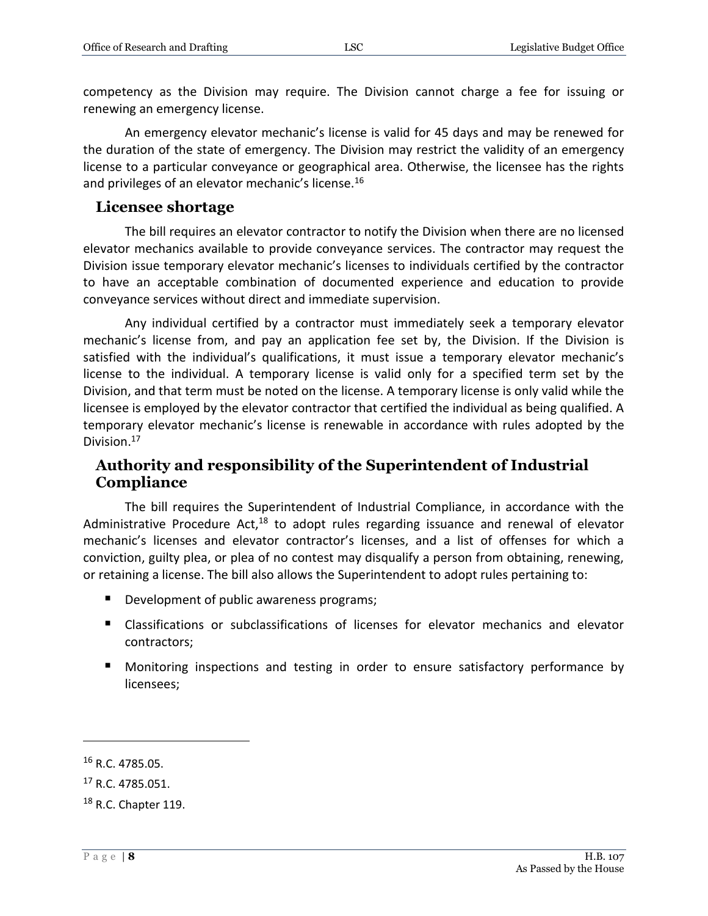competency as the Division may require. The Division cannot charge a fee for issuing or renewing an emergency license.

An emergency elevator mechanic's license is valid for 45 days and may be renewed for the duration of the state of emergency. The Division may restrict the validity of an emergency license to a particular conveyance or geographical area. Otherwise, the licensee has the rights and privileges of an elevator mechanic's license.[16]

## Licensee shortage

The bill requires an elevator contractor to notify the Division when there are no licensed elevator mechanics available to provide conveyance services. The contractor may request the Division issue temporary elevator mechanic's licenses to individuals certified by the contractor to have an acceptable combination of documented experience and education to provide conveyance services without direct and immediate supervision.

Any individual certified by a contractor must immediately seek a temporary elevator mechanic's license from, and pay an application fee set by, the Division. If the Division is satisfied with the individual's qualifications, it must issue a temporary elevator mechanic's license to the individual. A temporary license is valid only for a specified term set by the Division, and that term must be noted on the license. A temporary license is only valid while the licensee is employed by the elevator contractor that certified the individual as being qualified. A temporary elevator mechanic's license is renewable in accordance with rules adopted by the Division.[17]

## Authority and responsibility of the Superintendent of Industrial Compliance

The bill requires the Superintendent of Industrial Compliance, in accordance with the Administrative Procedure Act,[18] to adopt rules regarding issuance and renewal of elevator mechanic's licenses and elevator contractor's licenses, and a list of offenses for which a conviction, guilty plea, or plea of no contest may disqualify a person from obtaining, renewing, or retaining a license. The bill also allows the Superintendent to adopt rules pertaining to:

- Development of public awareness programs;
- Classifications or subclassifications of licenses for elevator mechanics and elevator contractors;
- Monitoring inspections and testing in order to ensure satisfactory performance by licensees;

---

[16] R.C. 4785.05.

[17] R.C. 4785.051.

[18] R.C. Chapter 119.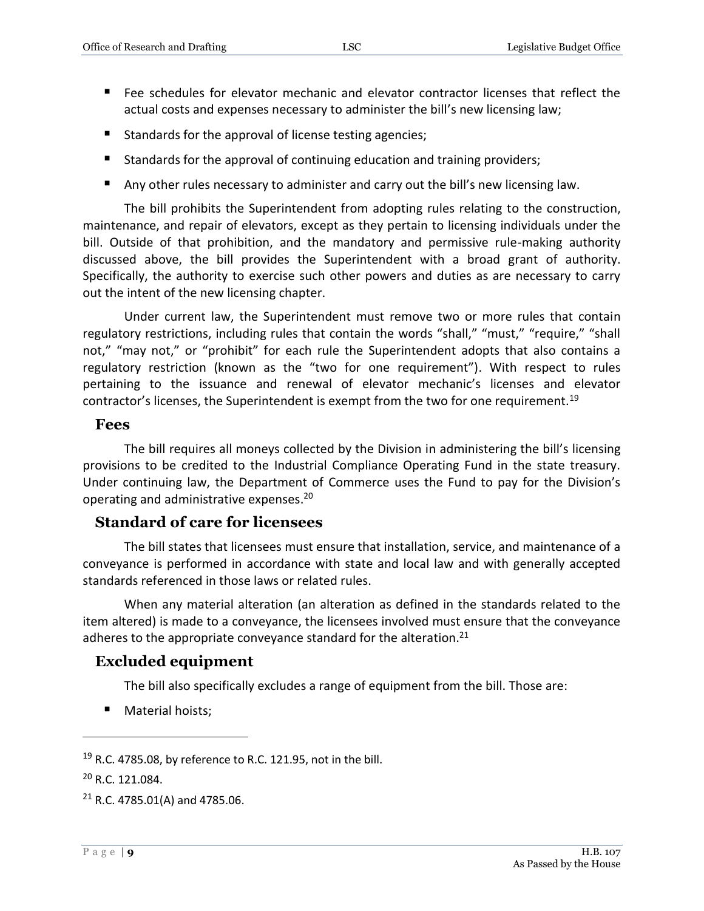- Fee schedules for elevator mechanic and elevator contractor licenses that reflect the actual costs and expenses necessary to administer the bill's new licensing law;
- Standards for the approval of license testing agencies;
- Standards for the approval of continuing education and training providers;
- Any other rules necessary to administer and carry out the bill's new licensing law.

The bill prohibits the Superintendent from adopting rules relating to the construction, maintenance, and repair of elevators, except as they pertain to licensing individuals under the bill. Outside of that prohibition, and the mandatory and permissive rule-making authority discussed above, the bill provides the Superintendent with a broad grant of authority. Specifically, the authority to exercise such other powers and duties as are necessary to carry out the intent of the new licensing chapter.

Under current law, the Superintendent must remove two or more rules that contain regulatory restrictions, including rules that contain the words "shall," "must," "require," "shall not," "may not," or "prohibit" for each rule the Superintendent adopts that also contains a regulatory restriction (known as the "two for one requirement"). With respect to rules pertaining to the issuance and renewal of elevator mechanic's licenses and elevator contractor's licenses, the Superintendent is exempt from the two for one requirement.[19]

### Fees

The bill requires all moneys collected by the Division in administering the bill's licensing provisions to be credited to the Industrial Compliance Operating Fund in the state treasury. Under continuing law, the Department of Commerce uses the Fund to pay for the Division's operating and administrative expenses.[20]

## Standard of care for licensees

The bill states that licensees must ensure that installation, service, and maintenance of a conveyance is performed in accordance with state and local law and with generally accepted standards referenced in those laws or related rules.

When any material alteration (an alteration as defined in the standards related to the item altered) is made to a conveyance, the licensees involved must ensure that the conveyance adheres to the appropriate conveyance standard for the alteration.[21]

## Excluded equipment

The bill also specifically excludes a range of equipment from the bill. Those are:

- Material hoists;

---

[19] R.C. 4785.08, by reference to R.C. 121.95, not in the bill.

[20] R.C. 121.084.

[21] R.C. 4785.01(A) and 4785.06.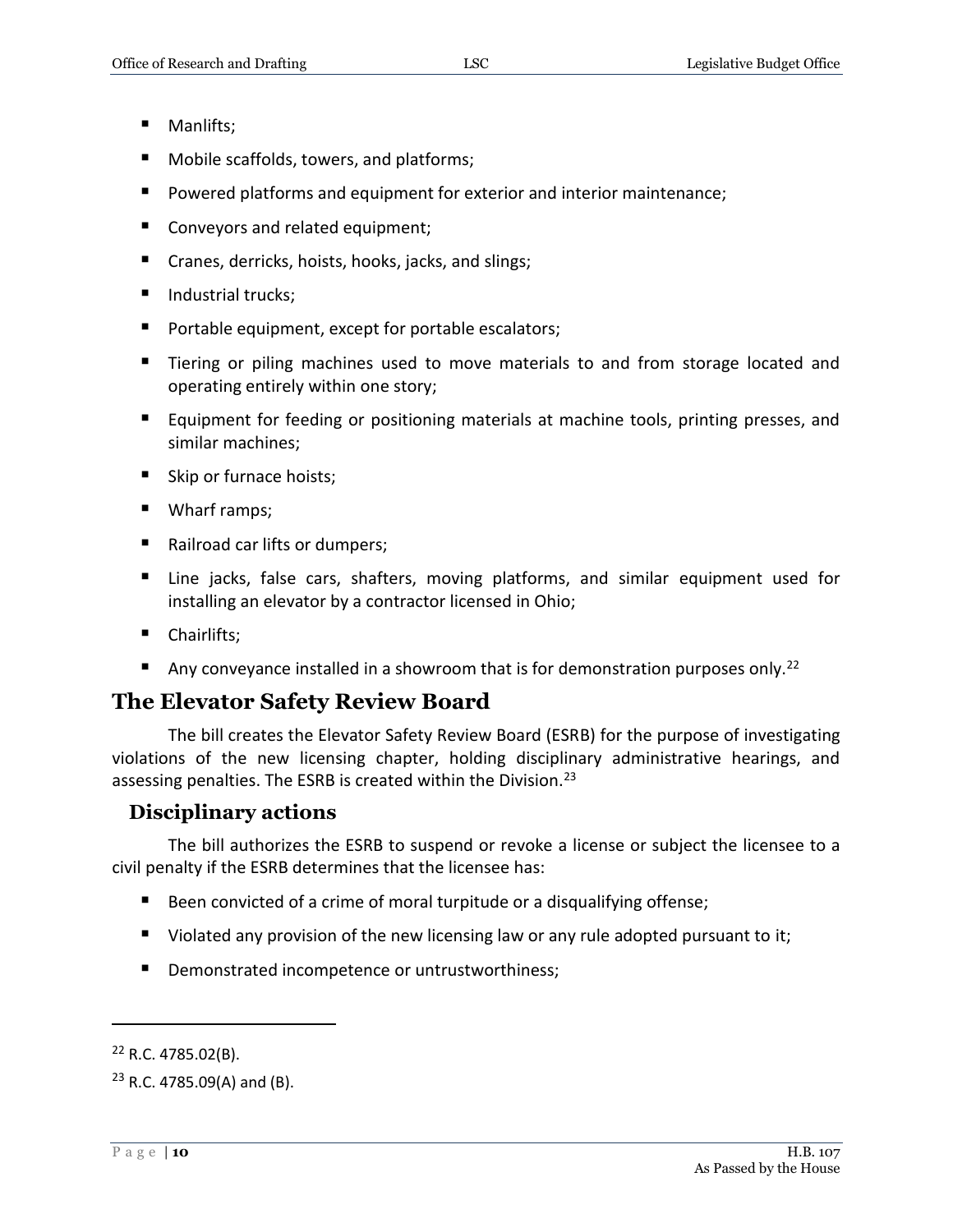- Manlifts;
- Mobile scaffolds, towers, and platforms;
- Powered platforms and equipment for exterior and interior maintenance;
- Conveyors and related equipment;
- Cranes, derricks, hoists, hooks, jacks, and slings;
- Industrial trucks;
- Portable equipment, except for portable escalators;
- Tiering or piling machines used to move materials to and from storage located and operating entirely within one story;
- Equipment for feeding or positioning materials at machine tools, printing presses, and similar machines;
- Skip or furnace hoists;
- Wharf ramps;
- Railroad car lifts or dumpers;
- Line jacks, false cars, shafters, moving platforms, and similar equipment used for installing an elevator by a contractor licensed in Ohio;
- Chairlifts;
- Any conveyance installed in a showroom that is for demonstration purposes only.[22]

## The Elevator Safety Review Board

The bill creates the Elevator Safety Review Board (ESRB) for the purpose of investigating violations of the new licensing chapter, holding disciplinary administrative hearings, and assessing penalties. The ESRB is created within the Division.[23]

### Disciplinary actions

The bill authorizes the ESRB to suspend or revoke a license or subject the licensee to a civil penalty if the ESRB determines that the licensee has:

- Been convicted of a crime of moral turpitude or a disqualifying offense;
- Violated any provision of the new licensing law or any rule adopted pursuant to it;
- Demonstrated incompetence or untrustworthiness;

---

[22] R.C. 4785.02(B).

[23] R.C. 4785.09(A) and (B).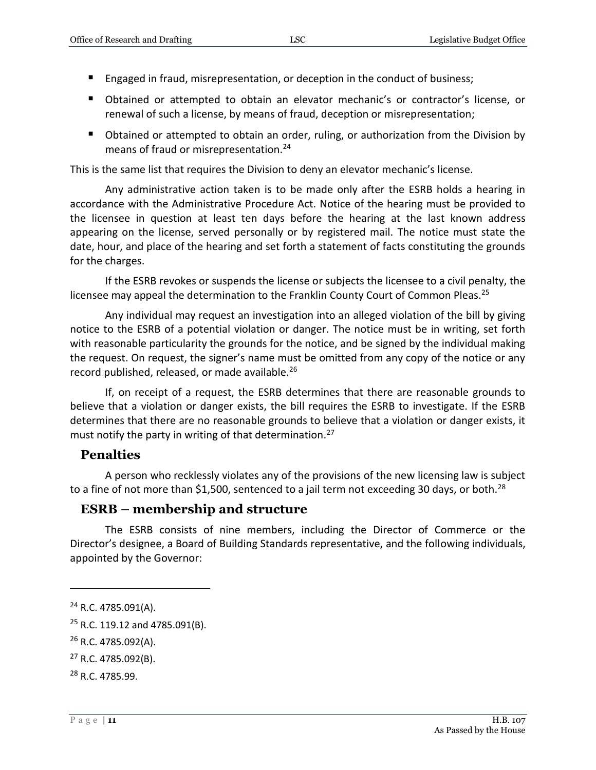- Engaged in fraud, misrepresentation, or deception in the conduct of business;
- Obtained or attempted to obtain an elevator mechanic's or contractor's license, or renewal of such a license, by means of fraud, deception or misrepresentation;
- Obtained or attempted to obtain an order, ruling, or authorization from the Division by means of fraud or misrepresentation.[24]

This is the same list that requires the Division to deny an elevator mechanic's license.

Any administrative action taken is to be made only after the ESRB holds a hearing in accordance with the Administrative Procedure Act. Notice of the hearing must be provided to the licensee in question at least ten days before the hearing at the last known address appearing on the license, served personally or by registered mail. The notice must state the date, hour, and place of the hearing and set forth a statement of facts constituting the grounds for the charges.

If the ESRB revokes or suspends the license or subjects the licensee to a civil penalty, the licensee may appeal the determination to the Franklin County Court of Common Pleas.[25]

Any individual may request an investigation into an alleged violation of the bill by giving notice to the ESRB of a potential violation or danger. The notice must be in writing, set forth with reasonable particularity the grounds for the notice, and be signed by the individual making the request. On request, the signer's name must be omitted from any copy of the notice or any record published, released, or made available.[26]

If, on receipt of a request, the ESRB determines that there are reasonable grounds to believe that a violation or danger exists, the bill requires the ESRB to investigate. If the ESRB determines that there are no reasonable grounds to believe that a violation or danger exists, it must notify the party in writing of that determination.[27]

## Penalties

A person who recklessly violates any of the provisions of the new licensing law is subject to a fine of not more than $1,500, sentenced to a jail term not exceeding 30 days, or both.[28]

## ESRB – membership and structure

The ESRB consists of nine members, including the Director of Commerce or the Director's designee, a Board of Building Standards representative, and the following individuals, appointed by the Governor:

---

[24] R.C. 4785.091(A).

[25] R.C. 119.12 and 4785.091(B).

[26] R.C. 4785.092(A).

[27] R.C. 4785.092(B).

[28] R.C. 4785.99.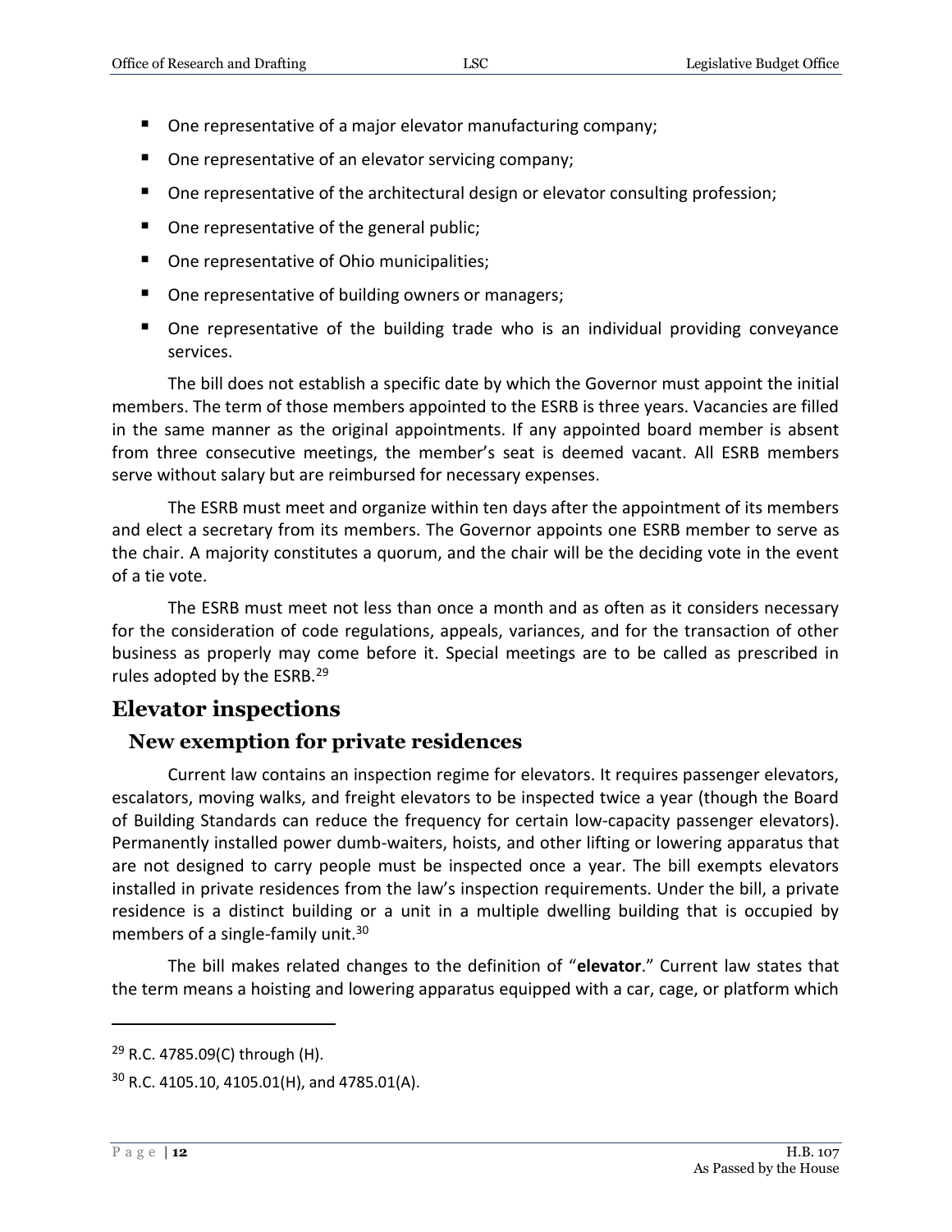- One representative of a major elevator manufacturing company;
- One representative of an elevator servicing company;
- One representative of the architectural design or elevator consulting profession;
- One representative of the general public;
- One representative of Ohio municipalities;
- One representative of building owners or managers;
- One representative of the building trade who is an individual providing conveyance services.

The bill does not establish a specific date by which the Governor must appoint the initial members. The term of those members appointed to the ESRB is three years. Vacancies are filled in the same manner as the original appointments. If any appointed board member is absent from three consecutive meetings, the member's seat is deemed vacant. All ESRB members serve without salary but are reimbursed for necessary expenses.

The ESRB must meet and organize within ten days after the appointment of its members and elect a secretary from its members. The Governor appoints one ESRB member to serve as the chair. A majority constitutes a quorum, and the chair will be the deciding vote in the event of a tie vote.

The ESRB must meet not less than once a month and as often as it considers necessary for the consideration of code regulations, appeals, variances, and for the transaction of other business as properly may come before it. Special meetings are to be called as prescribed in rules adopted by the ESRB.[29]

## Elevator inspections

### New exemption for private residences

Current law contains an inspection regime for elevators. It requires passenger elevators, escalators, moving walks, and freight elevators to be inspected twice a year (though the Board of Building Standards can reduce the frequency for certain low-capacity passenger elevators). Permanently installed power dumb-waiters, hoists, and other lifting or lowering apparatus that are not designed to carry people must be inspected once a year. The bill exempts elevators installed in private residences from the law's inspection requirements. Under the bill, a private residence is a distinct building or a unit in a multiple dwelling building that is occupied by members of a single-family unit.[30]

The bill makes related changes to the definition of "**elevator**." Current law states that the term means a hoisting and lowering apparatus equipped with a car, cage, or platform which

---

[29] R.C. 4785.09(C) through (H).

[30] R.C. 4105.10, 4105.01(H), and 4785.01(A).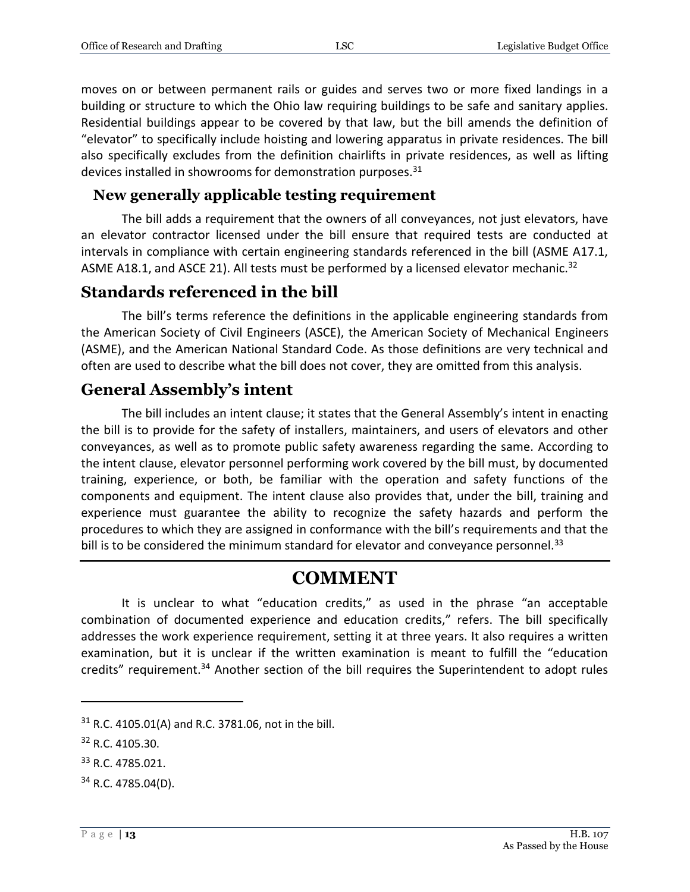moves on or between permanent rails or guides and serves two or more fixed landings in a building or structure to which the Ohio law requiring buildings to be safe and sanitary applies. Residential buildings appear to be covered by that law, but the bill amends the definition of "elevator" to specifically include hoisting and lowering apparatus in private residences. The bill also specifically excludes from the definition chairlifts in private residences, as well as lifting devices installed in showrooms for demonstration purposes.[31]

### New generally applicable testing requirement

The bill adds a requirement that the owners of all conveyances, not just elevators, have an elevator contractor licensed under the bill ensure that required tests are conducted at intervals in compliance with certain engineering standards referenced in the bill (ASME A17.1, ASME A18.1, and ASCE 21). All tests must be performed by a licensed elevator mechanic.[32]

## Standards referenced in the bill

The bill's terms reference the definitions in the applicable engineering standards from the American Society of Civil Engineers (ASCE), the American Society of Mechanical Engineers (ASME), and the American National Standard Code. As those definitions are very technical and often are used to describe what the bill does not cover, they are omitted from this analysis.

## General Assembly's intent

The bill includes an intent clause; it states that the General Assembly's intent in enacting the bill is to provide for the safety of installers, maintainers, and users of elevators and other conveyances, as well as to promote public safety awareness regarding the same. According to the intent clause, elevator personnel performing work covered by the bill must, by documented training, experience, or both, be familiar with the operation and safety functions of the components and equipment. The intent clause also provides that, under the bill, training and experience must guarantee the ability to recognize the safety hazards and perform the procedures to which they are assigned in conformance with the bill's requirements and that the bill is to be considered the minimum standard for elevator and conveyance personnel.[33]

# COMMENT

It is unclear to what "education credits," as used in the phrase "an acceptable combination of documented experience and education credits," refers. The bill specifically addresses the work experience requirement, setting it at three years. It also requires a written examination, but it is unclear if the written examination is meant to fulfill the "education credits" requirement.[34] Another section of the bill requires the Superintendent to adopt rules

---

[31] R.C. 4105.01(A) and R.C. 3781.06, not in the bill.

[32] R.C. 4105.30.

[33] R.C. 4785.021.

[34] R.C. 4785.04(D).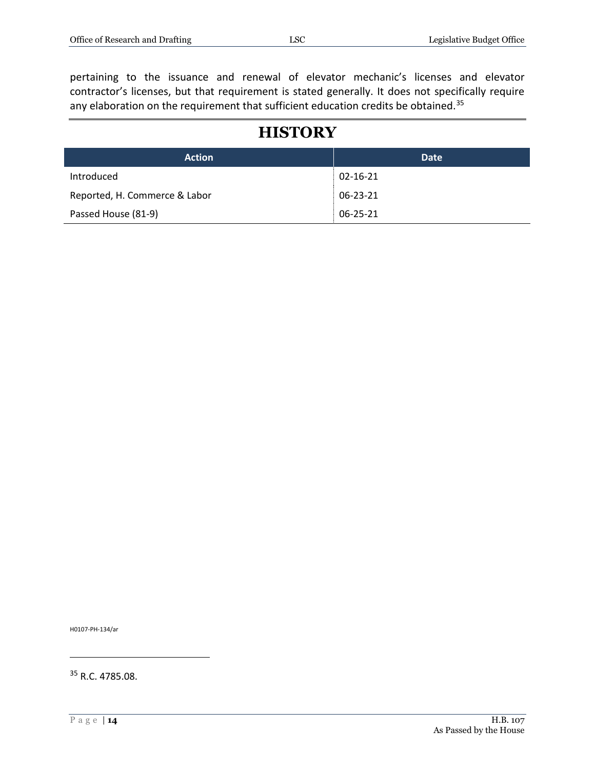pertaining to the issuance and renewal of elevator mechanic's licenses and elevator contractor's licenses, but that requirement is stated generally. It does not specifically require any elaboration on the requirement that sufficient education credits be obtained.[35]

# HISTORY

| Action | Date |
| --- | --- |
| Introduced | 02-16-21 |
| Reported, H. Commerce & Labor | 06-23-21 |
| Passed House (81-9) | 06-25-21 |

H0107-PH-134/ar

[35] R.C. 4785.08.